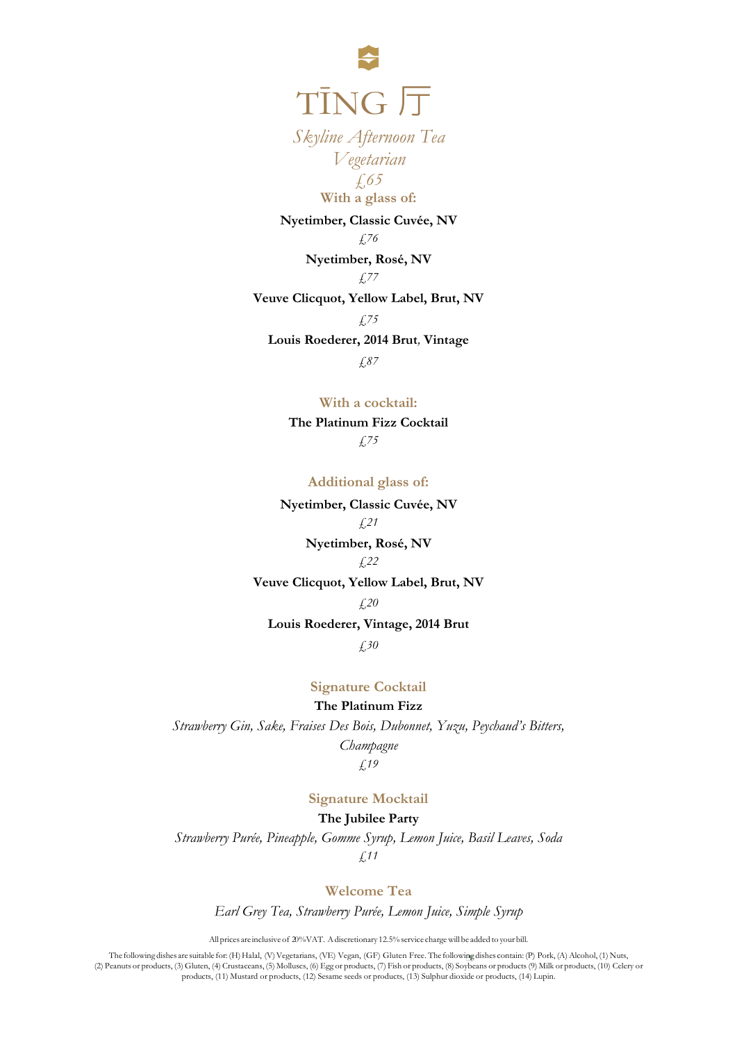# TĪNG 厅

*Skyline Afternoon Tea*

*Vegetarian*

*£65*

**With a glass of:**

**Nyetimber, Classic Cuvée, NV**

*£76*

**Nyetimber, Rosé, NV**

*£77*

**Veuve Clicquot, Yellow Label, Brut, NV**

*£75*

**Louis Roederer, 2014 Brut, Vintage**

*£87*

**With a cocktail:**

**The Platinum Fizz Cocktail**

*£75*

**Additional glass of:**

**Nyetimber, Classic Cuvée, NV**

*£21*

**Nyetimber, Rosé, NV**

*£22*

**Veuve Clicquot, Yellow Label, Brut, NV**

*£20*

**Louis Roederer, Vintage, 2014 Brut**

*£30*

## Signature Cocktail

**The Platinum Fizz**

*Strawberry Gin, Sake, Fraises Des Bois, Dubonnet, Yuzu, Peychaud's Bitters, Champagne*

*£19*

## Signature Mocktail

**The Jubilee Party**

*Strawberry Purée, Pineapple, Gomme Syrup, Lemon Juice, Basil Leaves, Soda*

*£11*

## Welcome Tea

*Earl Grey Tea, Strawberry Purée, Lemon Juice, Simple Syrup*

All prices are inclusive of 20%VAT. A discretionary 12.5% service charge will be added to your bill.

The following dishes are suitable for: (H) Halal, (V) Vegetarians, (VE) Vegan, (GF) Gluten Free. The following dishes contain: (P) Pork, (A) Alcohol, (1) Nuts, (2) Peanuts or products, (3) Gluten, (4) Crustaceans, (5) Molluscs, (6) Egg or products, (7) Fish or products, (8) Soybeans or products (9) Milk or products, (10) Celery or products, (11) Mustard or products, (12) Sesame seeds or products, (13) Sulphur dioxide or products, (14) Lupin.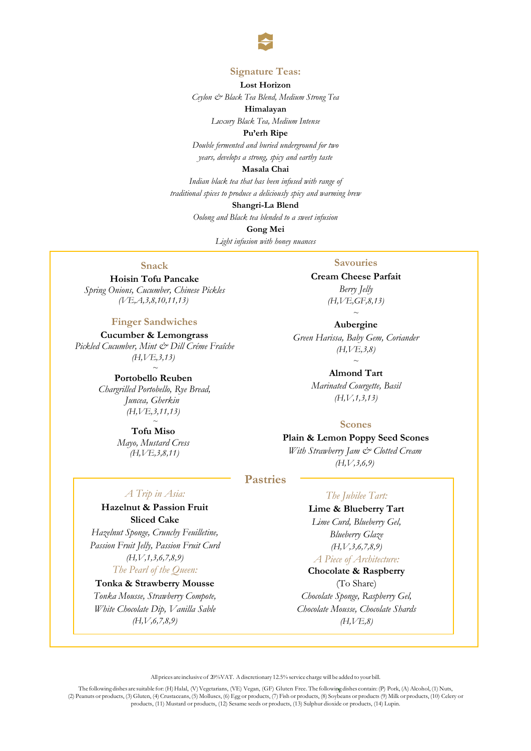## Signature Teas:

**Lost Horizon**
*Ceylon & Black Tea Blend, Medium Strong Tea*

**Himalayan**
*Luxury Black Tea, Medium Intense*

**Pu'erh Ripe**
*Double fermented and buried underground for two years, develops a strong, spicy and earthy taste*

**Masala Chai**
*Indian black tea that has been infused with range of traditional spices to produce a deliciously spicy and warming brew*

**Shangri-La Blend**
*Oolong and Black tea blended to a sweet infusion*

**Gong Mei**
*Light infusion with honey nuances*

## Snack

**Hoisin Tofu Pancake**
*Spring Onions, Cucumber, Chinese Pickles*
*(VE,A,3,8,10,11,13)*

## Finger Sandwiches

**Cucumber & Lemongrass**
*Pickled Cucumber, Mint & Dill Créme Fraîche*
*(H,VE,3,13)*

~

**Portobello Reuben**
*Chargrilled Portobello, Rye Bread, Juncea, Gherkin*
*(H,VE,3,11,13)*

~

**Tofu Miso**
*Mayo, Mustard Cress*
*(H,VE,3,8,11)*

## Savouries

**Cream Cheese Parfait**
*Berry Jelly*
*(H,VE,GF,8,13)*

~

**Aubergine**
*Green Harissa, Baby Gem, Coriander*
*(H,VE,3,8)*

~

**Almond Tart**
*Marinated Courgette, Basil*
*(H,V,1,3,13)*

## Scones

**Plain & Lemon Poppy Seed Scones**
*With Strawberry Jam & Clotted Cream*
*(H,V,3,6,9)*

## Pastries

*A Trip in Asia:*

**Hazelnut & Passion Fruit Sliced Cake**
*Hazelnut Sponge, Crunchy Feuilletine, Passion Fruit Jelly, Passion Fruit Curd*
*(H,V,1,3,6,7,8,9)*

*The Pearl of the Queen:*

**Tonka & Strawberry Mousse**
*Tonka Mousse, Strawberry Compote, White Chocolate Dip, Vanilla Sable*
*(H,V,6,7,8,9)*

*The Jubilee Tart:*

**Lime & Blueberry Tart**
*Lime Curd, Blueberry Gel, Blueberry Glaze*
*(H,V,3,6,7,8,9)*

*A Piece of Architecture:*

**Chocolate & Raspberry**
(To Share)
*Chocolate Sponge, Raspberry Gel, Chocolate Mousse, Chocolate Shards*
*(H,VE,8)*

All prices are inclusive of 20% VAT. A discretionary 12.5% service charge will be added to your bill.

The following dishes are suitable for: (H) Halal, (V) Vegetarians, (VE) Vegan, (GF) Gluten Free. The following dishes contain: (P) Pork, (A) Alcohol, (1) Nuts, (2) Peanuts or products, (3) Gluten, (4) Crustaceans, (5) Molluscs, (6) Egg or products, (7) Fish or products, (8) Soybeans or products (9) Milk or products, (10) Celery or products, (11) Mustard or products, (12) Sesame seeds or products, (13) Sulphur dioxide or products, (14) Lupin.